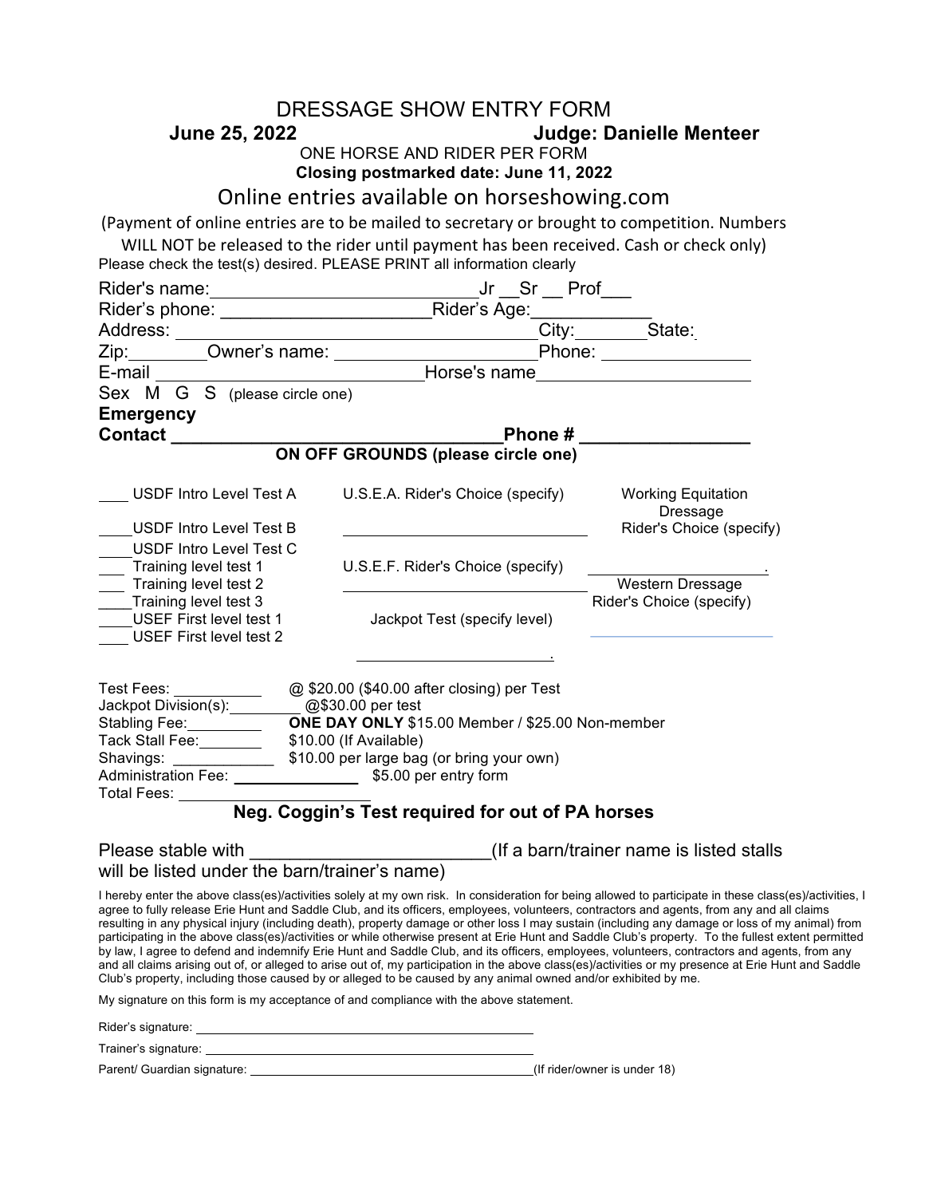# DRESSAGE SHOW ENTRY FORM

**June 25, 2022** **Judge: Danielle Menteer**

ONE HORSE AND RIDER PER FORM

**Closing postmarked date: June 11, 2022**

Online entries available on horseshowing.com

(Payment of online entries are to be mailed to secretary or brought to competition. Numbers WILL NOT be released to the rider until payment has been received. Cash or check only)

Please check the test(s) desired. PLEASE PRINT all information clearly

Rider's name: ______________________ Jr __ Sr __ Prof___

Rider's phone: ____________________ Rider's Age: ____________

Address: ______________________________ City: ________ State: 

Zip: ________ Owner's name: ____________________ Phone: _______________

E-mail ________________________ Horse's name _____________________

Sex M G S (please circle one)

**Emergency Contact ______________________________ Phone # ________________**

**ON OFF GROUNDS (please circle one)**

___ USDF Intro Level Test A

___ USDF Intro Level Test B

___ USDF Intro Level Test C

___ Training level test 1

___ Training level test 2

___ Training level test 3

___ USEF First level test 1

___ USEF First level test 2

U.S.E.A. Rider's Choice (specify) ____________________________

U.S.E.F. Rider's Choice (specify) ____________________________

Jackpot Test (specify level) ______________________.

Working Equitation Dressage Rider's Choice (specify) ____________________.

Western Dressage Rider's Choice (specify) ____________________

Test Fees: __________ @ $20.00 ($40.00 after closing) per Test

Jackpot Division(s): ________ @$30.00 per test

Stabling Fee: _________ **ONE DAY ONLY** $15.00 Member / $25.00 Non-member

Tack Stall Fee: ________ $10.00 (If Available)

Shavings: ____________ $10.00 per large bag (or bring your own)

Administration Fee: _______________ $5.00 per entry form

Total Fees: ______________________

**Neg. Coggin's Test required for out of PA horses**

Please stable with _______________________ (If a barn/trainer name is listed stalls will be listed under the barn/trainer's name)

I hereby enter the above class(es)/activities solely at my own risk. In consideration for being allowed to participate in these class(es)/activities, I agree to fully release Erie Hunt and Saddle Club, and its officers, employees, volunteers, contractors and agents, from any and all claims resulting in any physical injury (including death), property damage or other loss I may sustain (including any damage or loss of my animal) from participating in the above class(es)/activities or while otherwise present at Erie Hunt and Saddle Club's property. To the fullest extent permitted by law, I agree to defend and indemnify Erie Hunt and Saddle Club, and its officers, employees, volunteers, contractors and agents, from any and all claims arising out of, or alleged to arise out of, my participation in the above class(es)/activities or my presence at Erie Hunt and Saddle Club's property, including those caused by or alleged to be caused by any animal owned and/or exhibited by me.

My signature on this form is my acceptance of and compliance with the above statement.

Rider's signature: ________________________________________

Trainer's signature: ________________________________________

Parent/ Guardian signature: ____________________________________ (If rider/owner is under 18)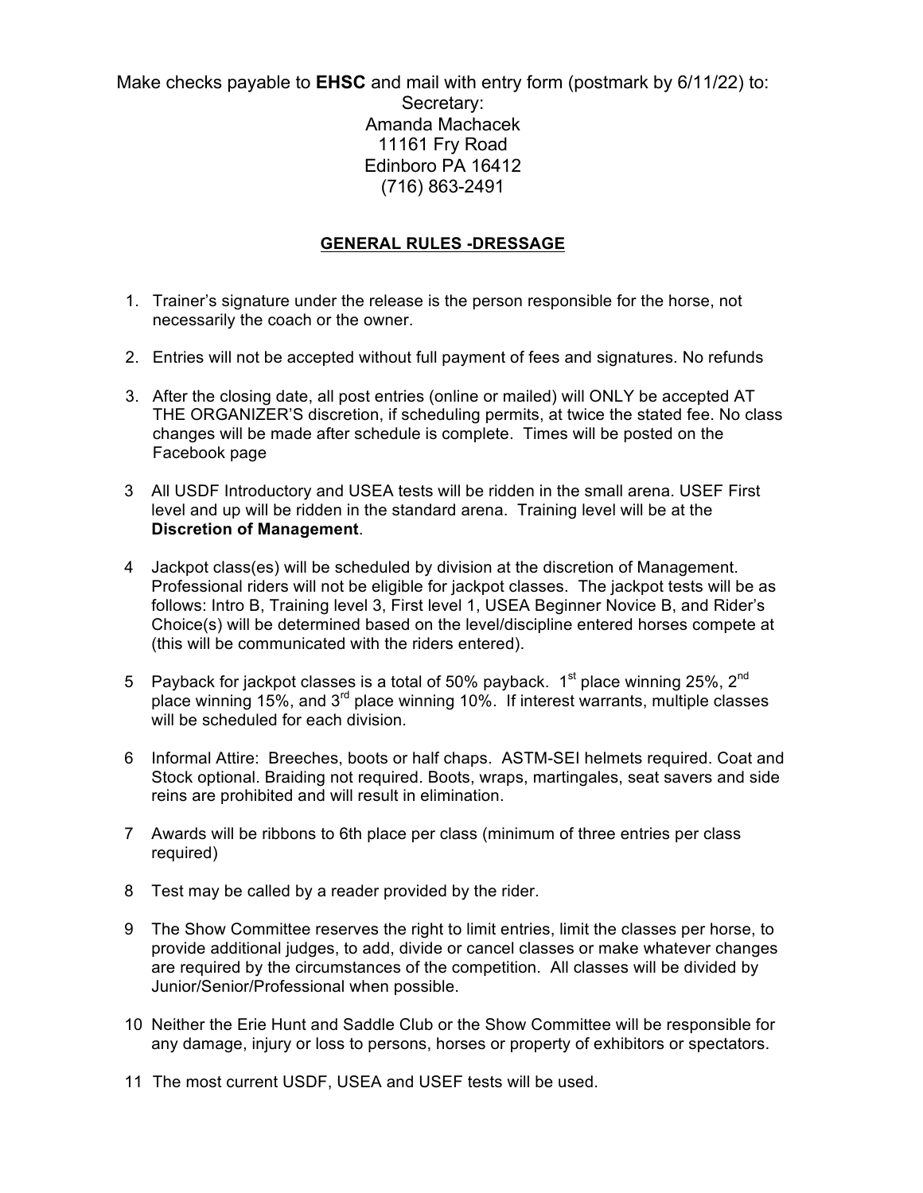Make checks payable to **EHSC** and mail with entry form (postmark by 6/11/22) to:
Secretary:
Amanda Machacek
11161 Fry Road
Edinboro PA 16412
(716) 863-2491

## GENERAL RULES -DRESSAGE

1. Trainer's signature under the release is the person responsible for the horse, not necessarily the coach or the owner.

2. Entries will not be accepted without full payment of fees and signatures. No refunds

3. After the closing date, all post entries (online or mailed) will ONLY be accepted AT THE ORGANIZER'S discretion, if scheduling permits, at twice the stated fee. No class changes will be made after schedule is complete. Times will be posted on the Facebook page

3 All USDF Introductory and USEA tests will be ridden in the small arena. USEF First level and up will be ridden in the standard arena. Training level will be at the **Discretion of Management**.

4 Jackpot class(es) will be scheduled by division at the discretion of Management. Professional riders will not be eligible for jackpot classes. The jackpot tests will be as follows: Intro B, Training level 3, First level 1, USEA Beginner Novice B, and Rider's Choice(s) will be determined based on the level/discipline entered horses compete at (this will be communicated with the riders entered).

5 Payback for jackpot classes is a total of 50% payback. 1st place winning 25%, 2nd place winning 15%, and 3rd place winning 10%. If interest warrants, multiple classes will be scheduled for each division.

6 Informal Attire: Breeches, boots or half chaps. ASTM-SEI helmets required. Coat and Stock optional. Braiding not required. Boots, wraps, martingales, seat savers and side reins are prohibited and will result in elimination.

7 Awards will be ribbons to 6th place per class (minimum of three entries per class required)

8 Test may be called by a reader provided by the rider.

9 The Show Committee reserves the right to limit entries, limit the classes per horse, to provide additional judges, to add, divide or cancel classes or make whatever changes are required by the circumstances of the competition. All classes will be divided by Junior/Senior/Professional when possible.

10 Neither the Erie Hunt and Saddle Club or the Show Committee will be responsible for any damage, injury or loss to persons, horses or property of exhibitors or spectators.

11 The most current USDF, USEA and USEF tests will be used.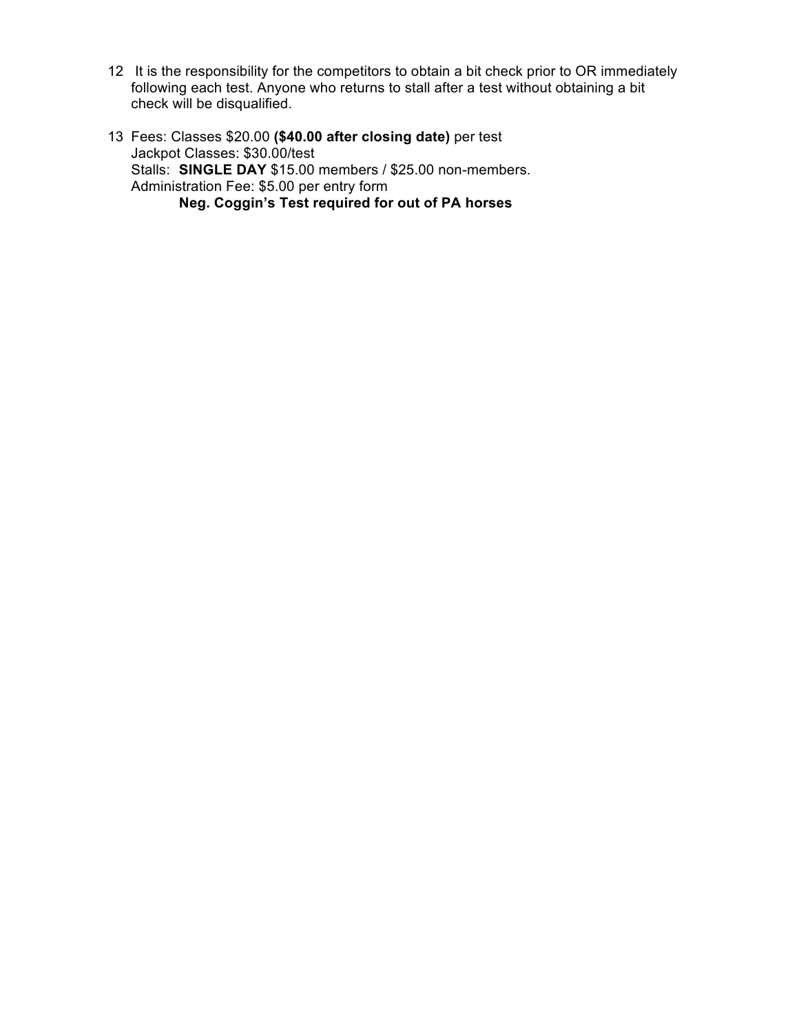12. It is the responsibility for the competitors to obtain a bit check prior to OR immediately following each test. Anyone who returns to stall after a test without obtaining a bit check will be disqualified.

13. Fees: Classes $20.00 **($40.00 after closing date)** per test
    Jackpot Classes: $30.00/test
    Stalls: **SINGLE DAY** $15.00 members / $25.00 non-members.
    Administration Fee: $5.00 per entry form
    **Neg. Coggin's Test required for out of PA horses**